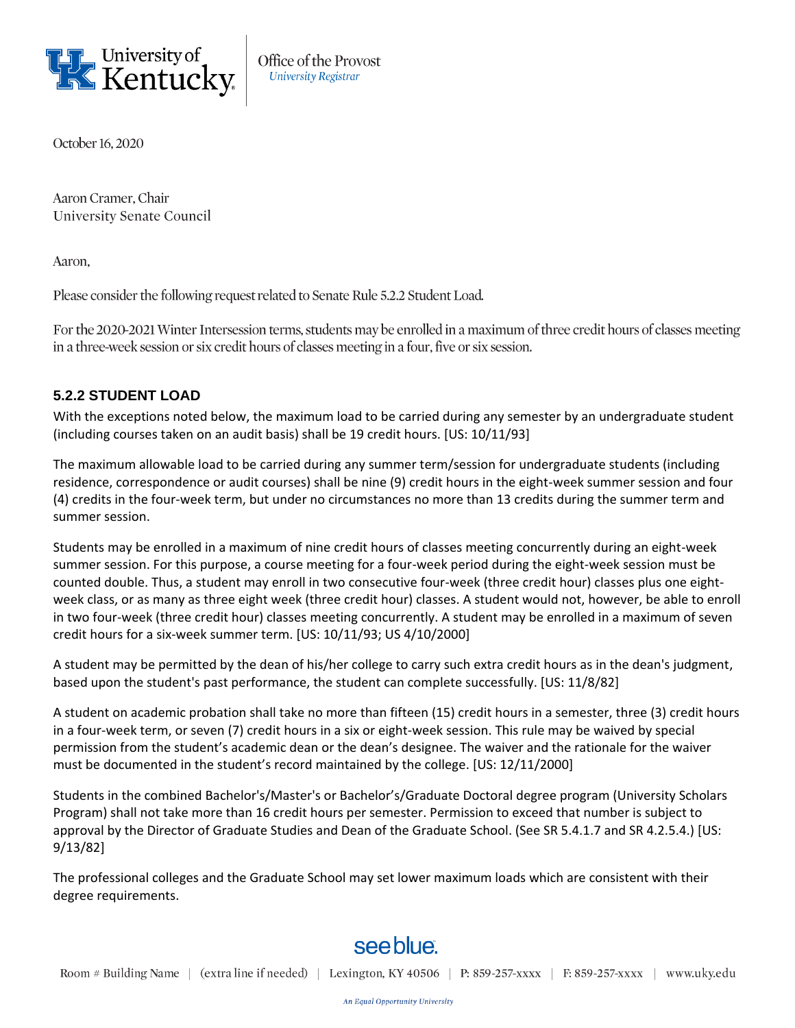University of Kentucky | Office of the Provost
*University Registrar*

October 16, 2020

Aaron Cramer, Chair
University Senate Council

Aaron,

Please consider the following request related to Senate Rule 5.2.2 Student Load.

For the 2020-2021 Winter Intersession terms, students may be enrolled in a maximum of three credit hours of classes meeting in a three-week session or six credit hours of classes meeting in a four, five or six session.

### 5.2.2 STUDENT LOAD

With the exceptions noted below, the maximum load to be carried during any semester by an undergraduate student (including courses taken on an audit basis) shall be 19 credit hours. [US: 10/11/93]

The maximum allowable load to be carried during any summer term/session for undergraduate students (including residence, correspondence or audit courses) shall be nine (9) credit hours in the eight-week summer session and four (4) credits in the four-week term, but under no circumstances no more than 13 credits during the summer term and summer session.

Students may be enrolled in a maximum of nine credit hours of classes meeting concurrently during an eight-week summer session. For this purpose, a course meeting for a four-week period during the eight-week session must be counted double. Thus, a student may enroll in two consecutive four-week (three credit hour) classes plus one eight-week class, or as many as three eight week (three credit hour) classes. A student would not, however, be able to enroll in two four-week (three credit hour) classes meeting concurrently. A student may be enrolled in a maximum of seven credit hours for a six-week summer term. [US: 10/11/93; US 4/10/2000]

A student may be permitted by the dean of his/her college to carry such extra credit hours as in the dean's judgment, based upon the student's past performance, the student can complete successfully. [US: 11/8/82]

A student on academic probation shall take no more than fifteen (15) credit hours in a semester, three (3) credit hours in a four-week term, or seven (7) credit hours in a six or eight-week session. This rule may be waived by special permission from the student's academic dean or the dean's designee. The waiver and the rationale for the waiver must be documented in the student's record maintained by the college. [US: 12/11/2000]

Students in the combined Bachelor's/Master's or Bachelor's/Graduate Doctoral degree program (University Scholars Program) shall not take more than 16 credit hours per semester. Permission to exceed that number is subject to approval by the Director of Graduate Studies and Dean of the Graduate School. (See SR 5.4.1.7 and SR 4.2.5.4.) [US: 9/13/82]

The professional colleges and the Graduate School may set lower maximum loads which are consistent with their degree requirements.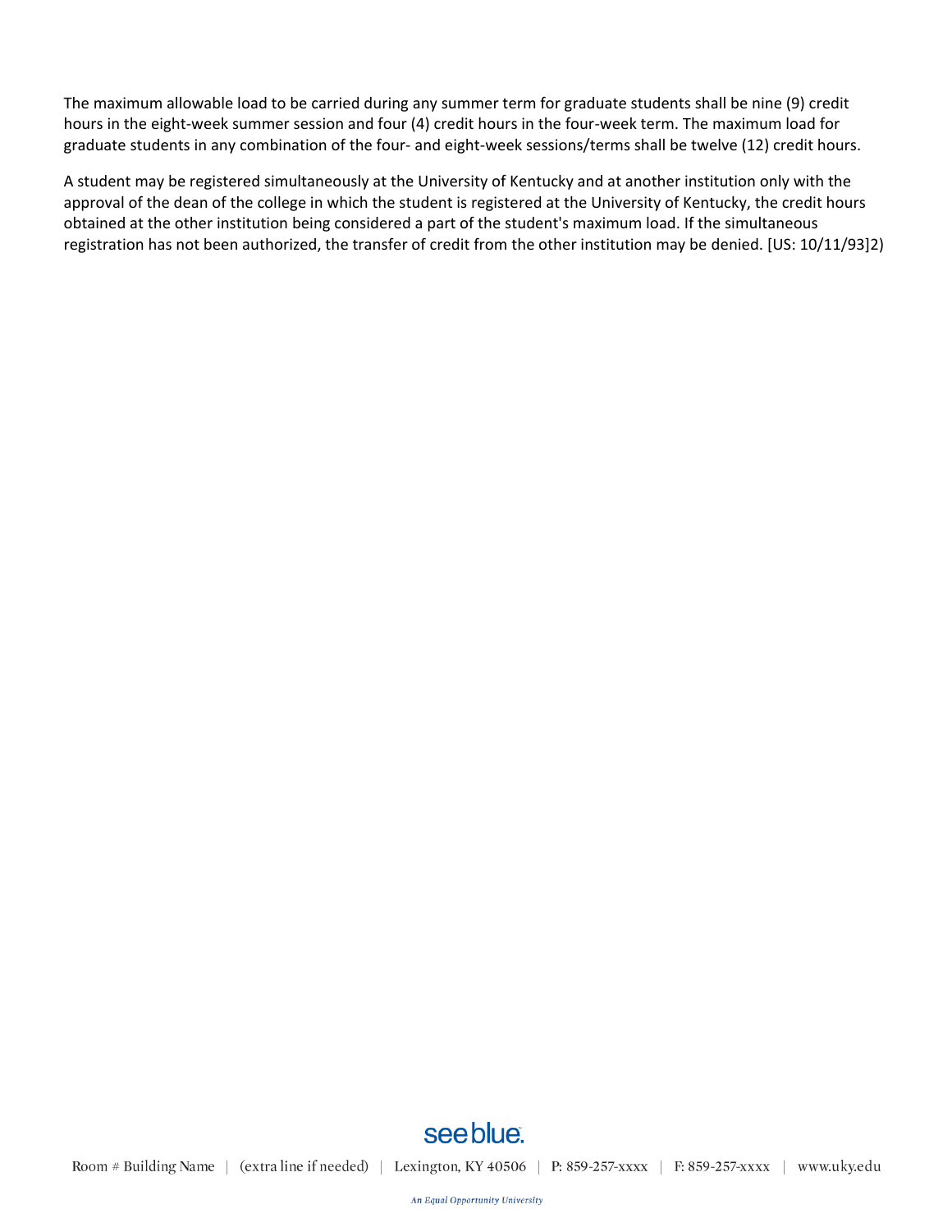The maximum allowable load to be carried during any summer term for graduate students shall be nine (9) credit hours in the eight-week summer session and four (4) credit hours in the four-week term. The maximum load for graduate students in any combination of the four- and eight-week sessions/terms shall be twelve (12) credit hours.

A student may be registered simultaneously at the University of Kentucky and at another institution only with the approval of the dean of the college in which the student is registered at the University of Kentucky, the credit hours obtained at the other institution being considered a part of the student's maximum load. If the simultaneous registration has not been authorized, the transfer of credit from the other institution may be denied. [US: 10/11/93]2)